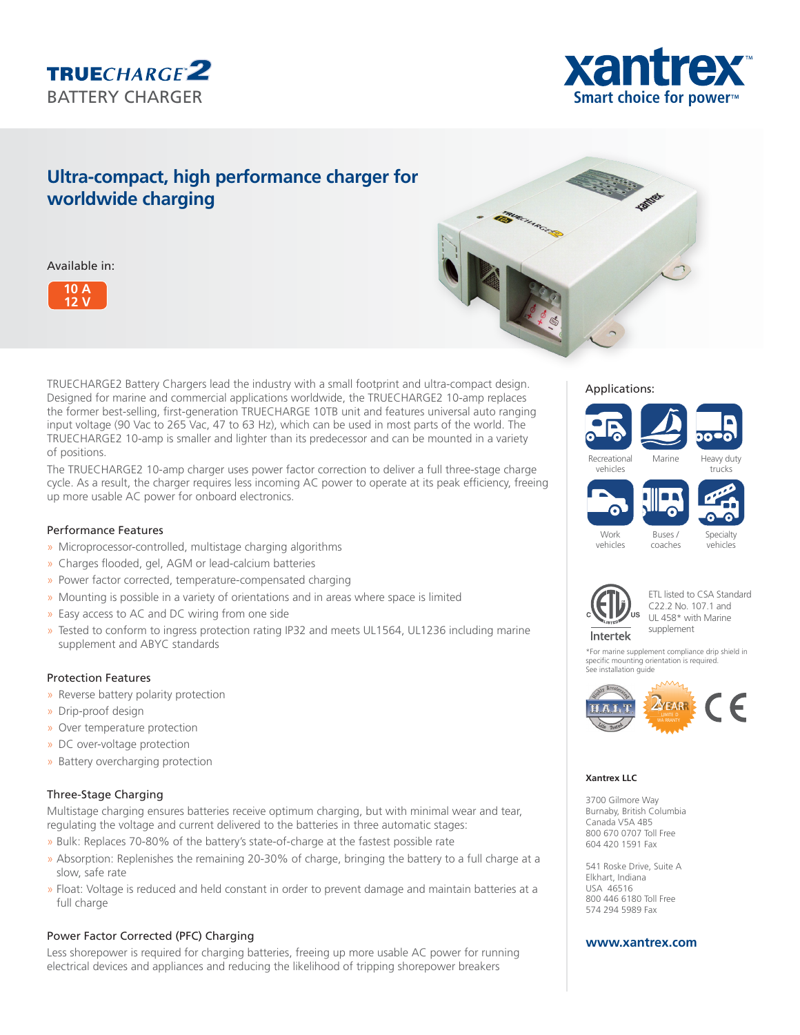# TRUECHARGE2 BATTERY CHARGER

xantrex
Smart choice for power™

## Ultra-compact, high performance charger for worldwide charging

Available in:

**10 A 12 V**

TRUECHARGE2 Battery Chargers lead the industry with a small footprint and ultra-compact design. Designed for marine and commercial applications worldwide, the TRUECHARGE2 10-amp replaces the former best-selling, first-generation TRUECHARGE 10TB unit and features universal auto ranging input voltage (90 Vac to 265 Vac, 47 to 63 Hz), which can be used in most parts of the world. The TRUECHARGE2 10-amp is smaller and lighter than its predecessor and can be mounted in a variety of positions.

The TRUECHARGE2 10-amp charger uses power factor correction to deliver a full three-stage charge cycle. As a result, the charger requires less incoming AC power to operate at its peak efficiency, freeing up more usable AC power for onboard electronics.

### Performance Features

- Microprocessor-controlled, multistage charging algorithms
- Charges flooded, gel, AGM or lead-calcium batteries
- Power factor corrected, temperature-compensated charging
- Mounting is possible in a variety of orientations and in areas where space is limited
- Easy access to AC and DC wiring from one side
- Tested to conform to ingress protection rating IP32 and meets UL1564, UL1236 including marine supplement and ABYC standards

### Protection Features

- Reverse battery polarity protection
- Drip-proof design
- Over temperature protection
- DC over-voltage protection
- Battery overcharging protection

### Three-Stage Charging

Multistage charging ensures batteries receive optimum charging, but with minimal wear and tear, regulating the voltage and current delivered to the batteries in three automatic stages:

- Bulk: Replaces 70-80% of the battery's state-of-charge at the fastest possible rate
- Absorption: Replenishes the remaining 20-30% of charge, bringing the battery to a full charge at a slow, safe rate
- Float: Voltage is reduced and held constant in order to prevent damage and maintain batteries at a full charge

### Power Factor Corrected (PFC) Charging

Less shorepower is required for charging batteries, freeing up more usable AC power for running electrical devices and appliances and reducing the likelihood of tripping shorepower breakers

### Applications:

- Recreational vehicles
- Marine
- Heavy duty trucks
- Work vehicles
- Buses / coaches
- Specialty vehicles

ETL listed to CSA Standard C22.2 No. 107.1 and UL 458* with Marine supplement

Intertek

*For marine supplement compliance drip shield in specific mounting orientation is required. See installation guide

H.A.L.T. Highly Accelerated Life Tested

2 YEAR LIMITED WARRANTY

CE

**Xantrex LLC**

3700 Gilmore Way
Burnaby, British Columbia
Canada V5A 4B5
800 670 0707 Toll Free
604 420 1591 Fax

541 Roske Drive, Suite A
Elkhart, Indiana
USA 46516
800 446 6180 Toll Free
574 294 5989 Fax

**www.xantrex.com**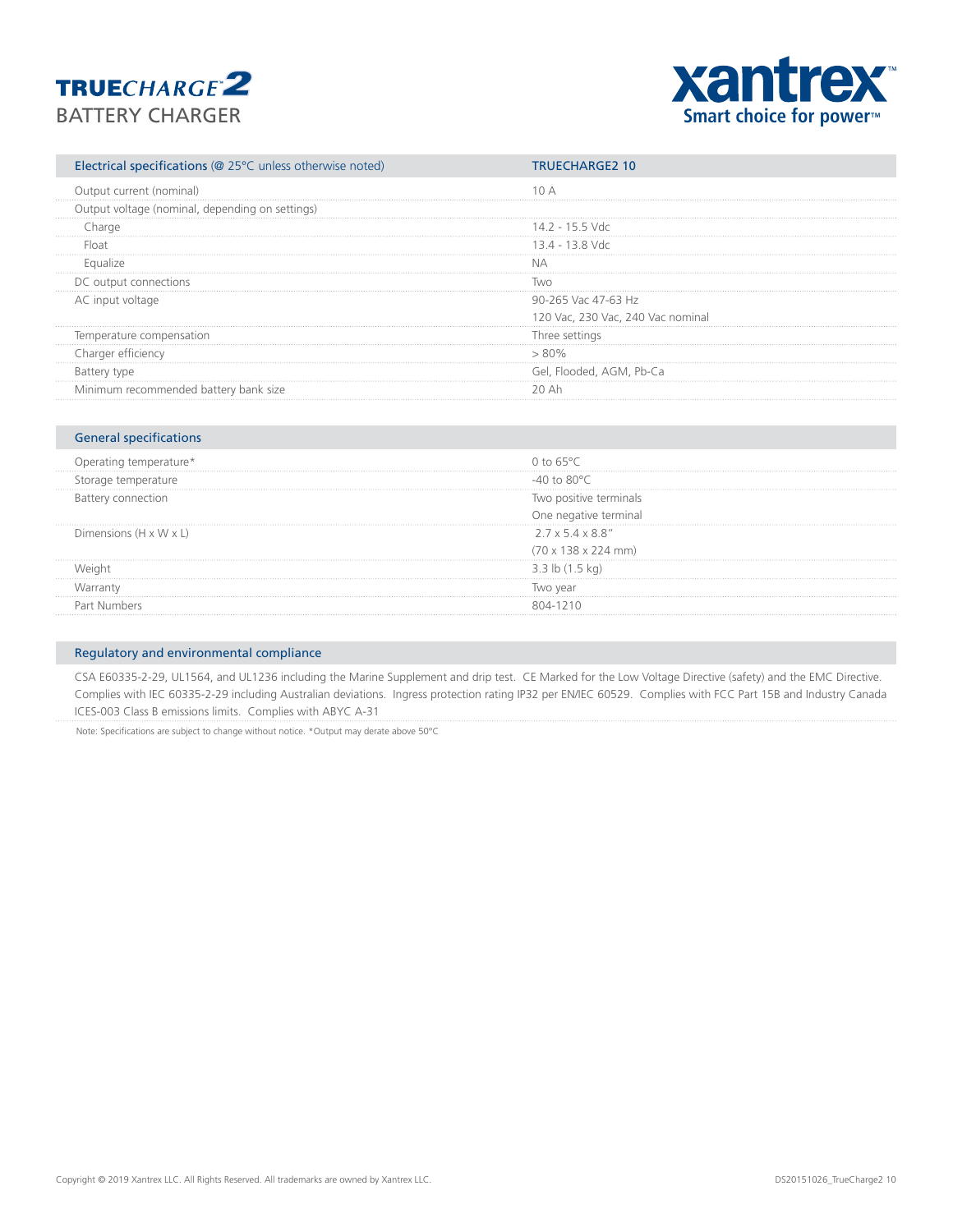# TRUECHARGE 2 BATTERY CHARGER

**xantrex** Smart choice for power™

| Electrical specifications (@ 25°C unless otherwise noted) | TRUECHARGE2 10 |
| --- | --- |
| Output current (nominal) | 10 A |
| Output voltage (nominal, depending on settings) | |
| Charge | 14.2 - 15.5 Vdc |
| Float | 13.4 - 13.8 Vdc |
| Equalize | NA |
| DC output connections | Two |
| AC input voltage | 90-265 Vac 47-63 Hz<br>120 Vac, 230 Vac, 240 Vac nominal |
| Temperature compensation | Three settings |
| Charger efficiency | > 80% |
| Battery type | Gel, Flooded, AGM, Pb-Ca |
| Minimum recommended battery bank size | 20 Ah |

| General specifications | |
| --- | --- |
| Operating temperature* | 0 to 65°C |
| Storage temperature | -40 to 80°C |
| Battery connection | Two positive terminals<br>One negative terminal |
| Dimensions (H x W x L) | 2.7 x 5.4 x 8.8"<br>(70 x 138 x 224 mm) |
| Weight | 3.3 lb (1.5 kg) |
| Warranty | Two year |
| Part Numbers | 804-1210 |

## Regulatory and environmental compliance

CSA E60335-2-29, UL1564, and UL1236 including the Marine Supplement and drip test. CE Marked for the Low Voltage Directive (safety) and the EMC Directive. Complies with IEC 60335-2-29 including Australian deviations. Ingress protection rating IP32 per EN/IEC 60529. Complies with FCC Part 15B and Industry Canada ICES-003 Class B emissions limits. Complies with ABYC A-31

Note: Specifications are subject to change without notice. *Output may derate above 50°C

Copyright © 2019 Xantrex LLC. All Rights Reserved. All trademarks are owned by Xantrex LLC.

DS20151026_TrueCharge2 10